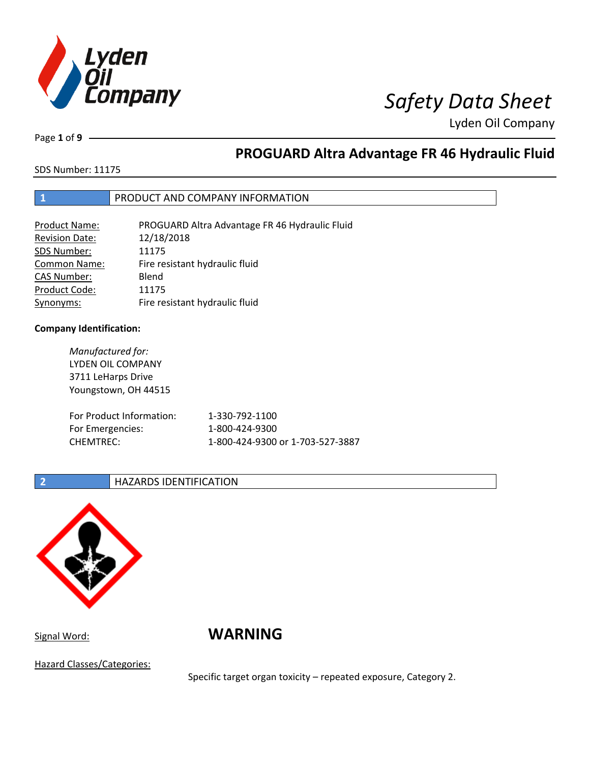# Safety Data Sheet

Lyden Oil Company

## PROGUARD Altra Advantage FR 46 Hydraulic Fluid

SDS Number: 11175

## 1 PRODUCT AND COMPANY INFORMATION

| | |
|---|---|
| Product Name: | PROGUARD Altra Advantage FR 46 Hydraulic Fluid |
| Revision Date: | 12/18/2018 |
| SDS Number: | 11175 |
| Common Name: | Fire resistant hydraulic fluid |
| CAS Number: | Blend |
| Product Code: | 11175 |
| Synonyms: | Fire resistant hydraulic fluid |

**Company Identification:**

*Manufactured for:*
LYDEN OIL COMPANY
3711 LeHarps Drive
Youngstown, OH 44515

| | |
|---|---|
| For Product Information: | 1-330-792-1100 |
| For Emergencies: | 1-800-424-9300 |
| CHEMTREC: | 1-800-424-9300 or 1-703-527-3887 |

## 2 HAZARDS IDENTIFICATION

Signal Word: **WARNING**

Hazard Classes/Categories:

Specific target organ toxicity – repeated exposure, Category 2.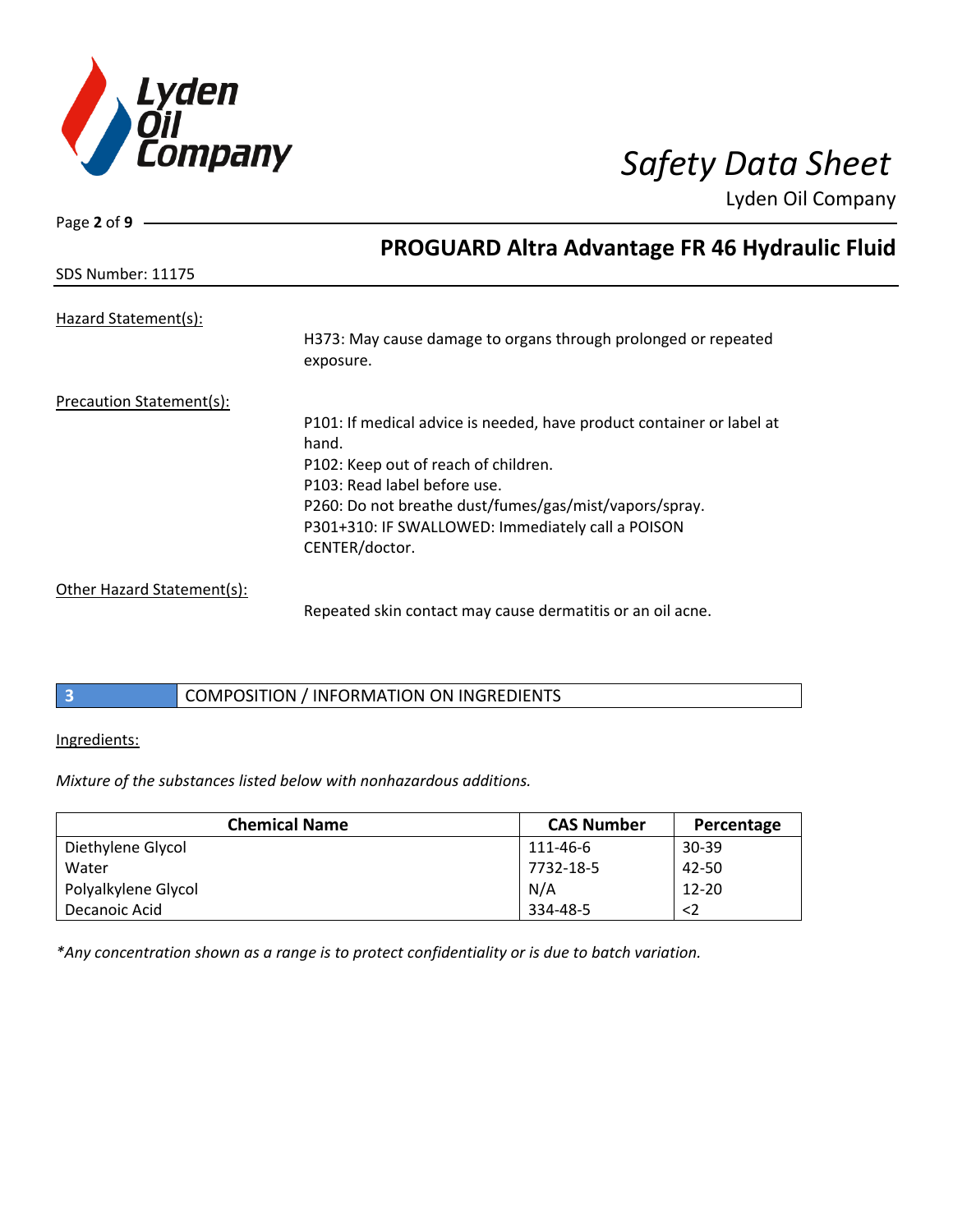Hazard Statement(s):

H373: May cause damage to organs through prolonged or repeated exposure.

Precaution Statement(s):

P101: If medical advice is needed, have product container or label at hand.
P102: Keep out of reach of children.
P103: Read label before use.
P260: Do not breathe dust/fumes/gas/mist/vapors/spray.
P301+310: IF SWALLOWED: Immediately call a POISON CENTER/doctor.

Other Hazard Statement(s):

Repeated skin contact may cause dermatitis or an oil acne.

## 3 COMPOSITION / INFORMATION ON INGREDIENTS

Ingredients:

*Mixture of the substances listed below with nonhazardous additions.*

| Chemical Name | CAS Number | Percentage |
| --- | --- | --- |
| Diethylene Glycol | 111-46-6 | 30-39 |
| Water | 7732-18-5 | 42-50 |
| Polyalkylene Glycol | N/A | 12-20 |
| Decanoic Acid | 334-48-5 | <2 |

*\*Any concentration shown as a range is to protect confidentiality or is due to batch variation.*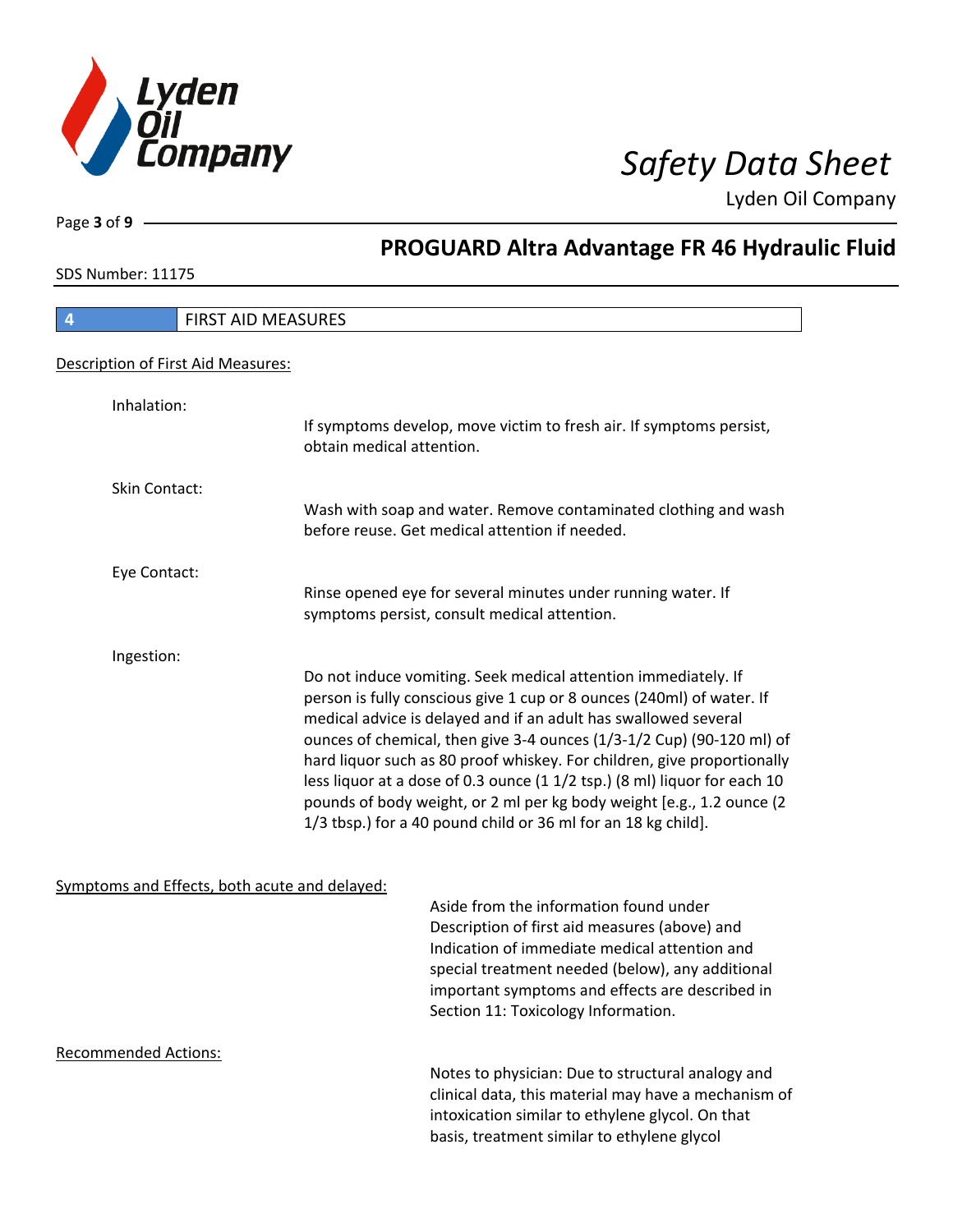## 4 FIRST AID MEASURES

Description of First Aid Measures:

Inhalation:

If symptoms develop, move victim to fresh air. If symptoms persist, obtain medical attention.

Skin Contact:

Wash with soap and water. Remove contaminated clothing and wash before reuse. Get medical attention if needed.

Eye Contact:

Rinse opened eye for several minutes under running water. If symptoms persist, consult medical attention.

Ingestion:

Do not induce vomiting. Seek medical attention immediately. If person is fully conscious give 1 cup or 8 ounces (240ml) of water. If medical advice is delayed and if an adult has swallowed several ounces of chemical, then give 3-4 ounces (1/3-1/2 Cup) (90-120 ml) of hard liquor such as 80 proof whiskey. For children, give proportionally less liquor at a dose of 0.3 ounce (1 1/2 tsp.) (8 ml) liquor for each 10 pounds of body weight, or 2 ml per kg body weight [e.g., 1.2 ounce (2 1/3 tbsp.) for a 40 pound child or 36 ml for an 18 kg child].

Symptoms and Effects, both acute and delayed:

Aside from the information found under Description of first aid measures (above) and Indication of immediate medical attention and special treatment needed (below), any additional important symptoms and effects are described in Section 11: Toxicology Information.

Recommended Actions:

Notes to physician: Due to structural analogy and clinical data, this material may have a mechanism of intoxication similar to ethylene glycol. On that basis, treatment similar to ethylene glycol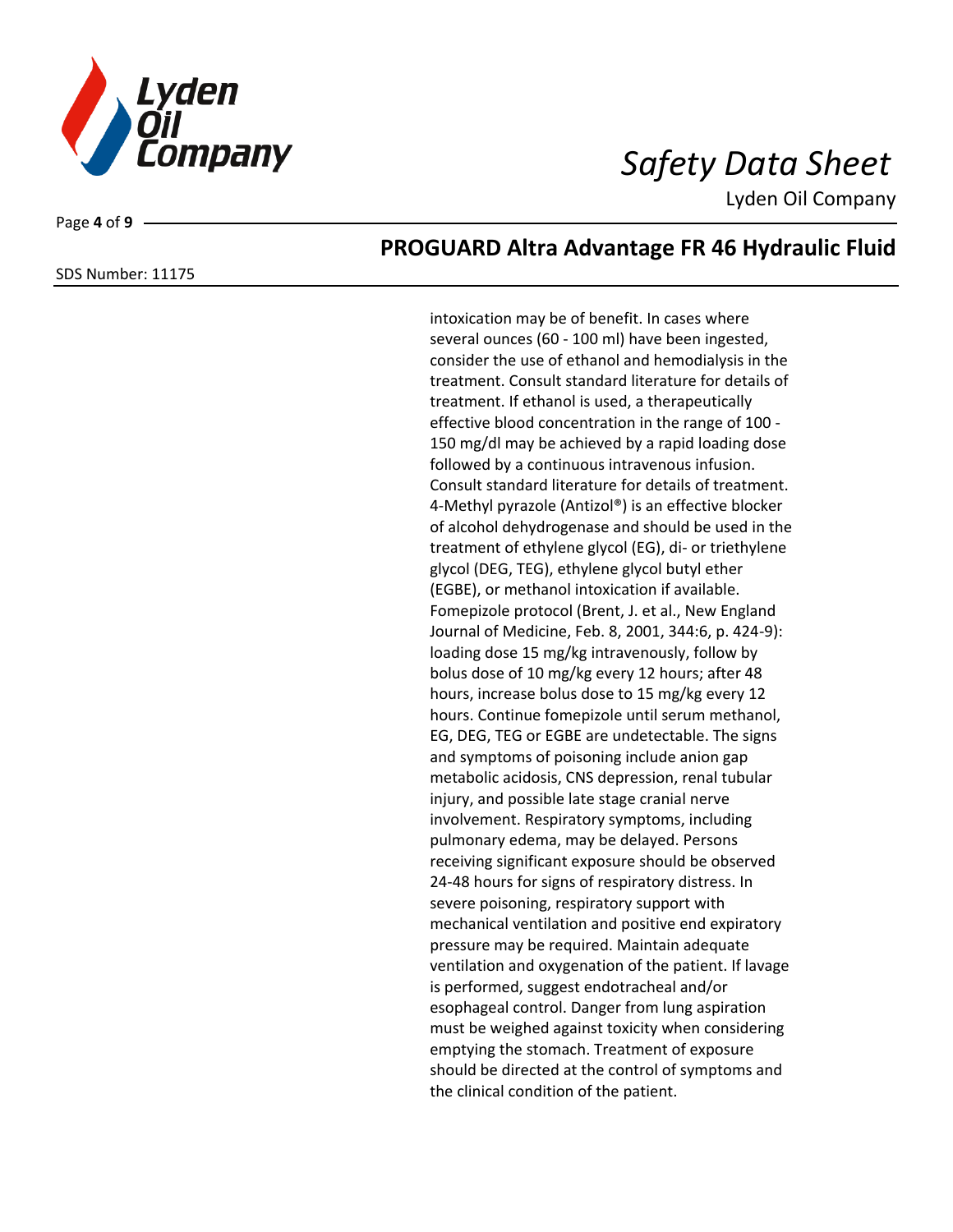intoxication may be of benefit. In cases where several ounces (60 - 100 ml) have been ingested, consider the use of ethanol and hemodialysis in the treatment. Consult standard literature for details of treatment. If ethanol is used, a therapeutically effective blood concentration in the range of 100 - 150 mg/dl may be achieved by a rapid loading dose followed by a continuous intravenous infusion. Consult standard literature for details of treatment. 4-Methyl pyrazole (Antizol®) is an effective blocker of alcohol dehydrogenase and should be used in the treatment of ethylene glycol (EG), di- or triethylene glycol (DEG, TEG), ethylene glycol butyl ether (EGBE), or methanol intoxication if available. Fomepizole protocol (Brent, J. et al., New England Journal of Medicine, Feb. 8, 2001, 344:6, p. 424-9): loading dose 15 mg/kg intravenously, follow by bolus dose of 10 mg/kg every 12 hours; after 48 hours, increase bolus dose to 15 mg/kg every 12 hours. Continue fomepizole until serum methanol, EG, DEG, TEG or EGBE are undetectable. The signs and symptoms of poisoning include anion gap metabolic acidosis, CNS depression, renal tubular injury, and possible late stage cranial nerve involvement. Respiratory symptoms, including pulmonary edema, may be delayed. Persons receiving significant exposure should be observed 24-48 hours for signs of respiratory distress. In severe poisoning, respiratory support with mechanical ventilation and positive end expiratory pressure may be required. Maintain adequate ventilation and oxygenation of the patient. If lavage is performed, suggest endotracheal and/or esophageal control. Danger from lung aspiration must be weighed against toxicity when considering emptying the stomach. Treatment of exposure should be directed at the control of symptoms and the clinical condition of the patient.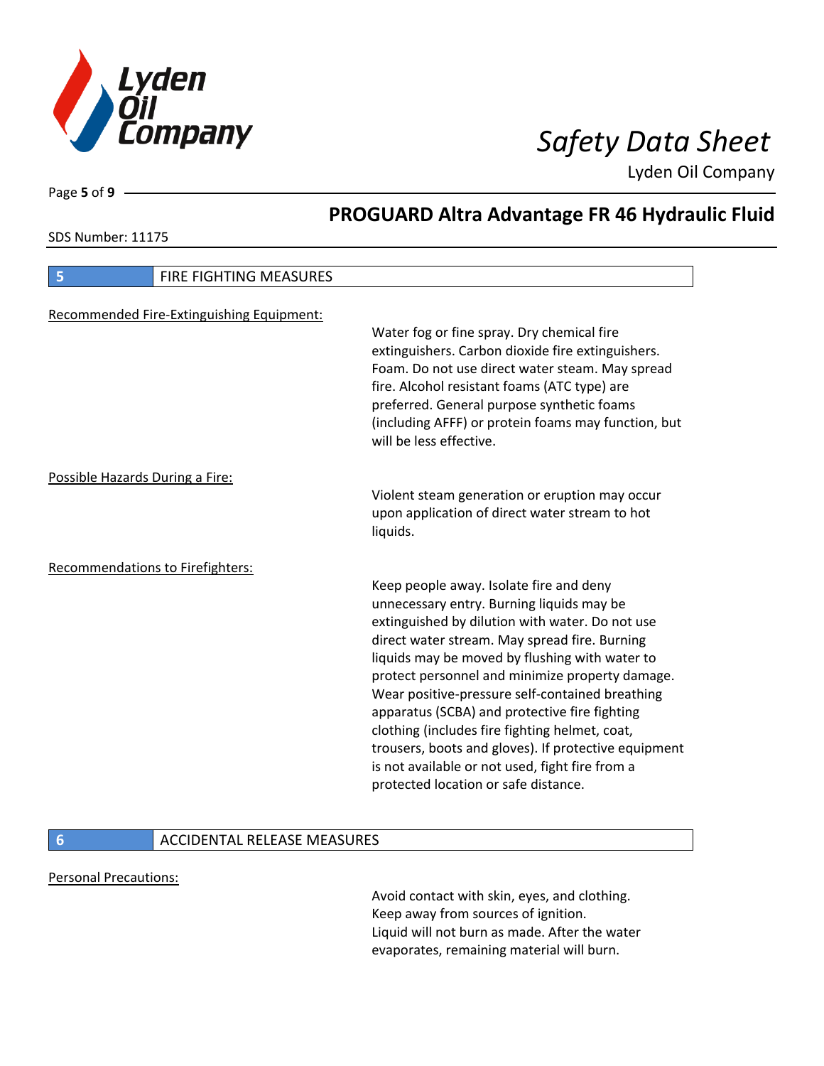## 5 FIRE FIGHTING MEASURES

Recommended Fire-Extinguishing Equipment:

Water fog or fine spray. Dry chemical fire extinguishers. Carbon dioxide fire extinguishers. Foam. Do not use direct water steam. May spread fire. Alcohol resistant foams (ATC type) are preferred. General purpose synthetic foams (including AFFF) or protein foams may function, but will be less effective.

Possible Hazards During a Fire:

Violent steam generation or eruption may occur upon application of direct water stream to hot liquids.

Recommendations to Firefighters:

Keep people away. Isolate fire and deny unnecessary entry. Burning liquids may be extinguished by dilution with water. Do not use direct water stream. May spread fire. Burning liquids may be moved by flushing with water to protect personnel and minimize property damage. Wear positive-pressure self-contained breathing apparatus (SCBA) and protective fire fighting clothing (includes fire fighting helmet, coat, trousers, boots and gloves). If protective equipment is not available or not used, fight fire from a protected location or safe distance.

## 6 ACCIDENTAL RELEASE MEASURES

Personal Precautions:

Avoid contact with skin, eyes, and clothing.
Keep away from sources of ignition.
Liquid will not burn as made. After the water evaporates, remaining material will burn.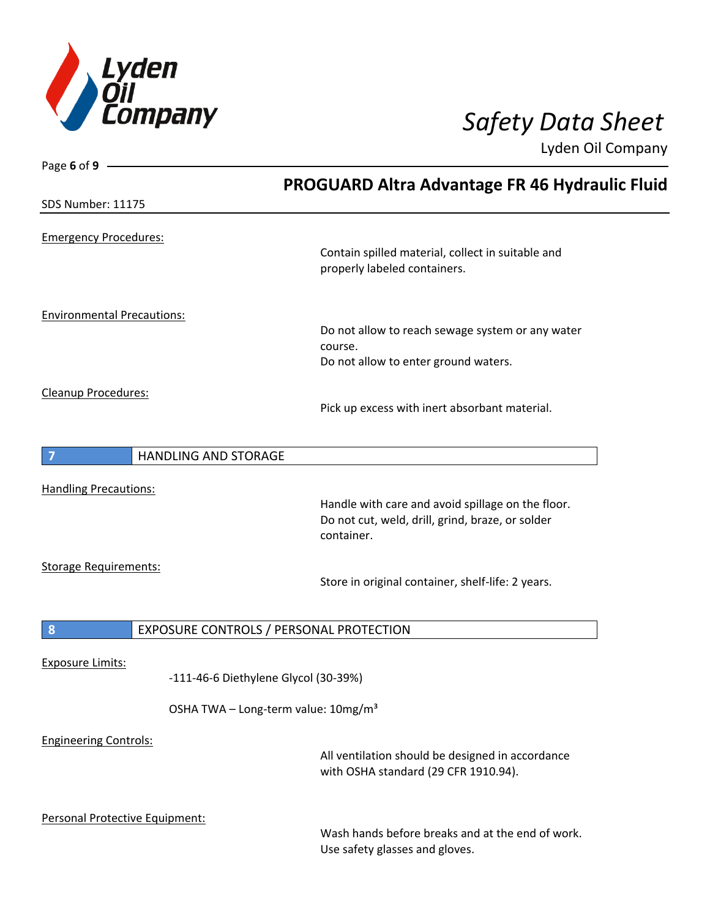**Emergency Procedures:**

Contain spilled material, collect in suitable and properly labeled containers.

**Environmental Precautions:**

Do not allow to reach sewage system or any water course.
Do not allow to enter ground waters.

**Cleanup Procedures:**

Pick up excess with inert absorbant material.

## 7 HANDLING AND STORAGE

**Handling Precautions:**

Handle with care and avoid spillage on the floor.
Do not cut, weld, drill, grind, braze, or solder container.

**Storage Requirements:**

Store in original container, shelf-life: 2 years.

## 8 EXPOSURE CONTROLS / PERSONAL PROTECTION

**Exposure Limits:**

-111-46-6 Diethylene Glycol (30-39%)

OSHA TWA – Long-term value: 10mg/m³

**Engineering Controls:**

All ventilation should be designed in accordance with OSHA standard (29 CFR 1910.94).

**Personal Protective Equipment:**

Wash hands before breaks and at the end of work.
Use safety glasses and gloves.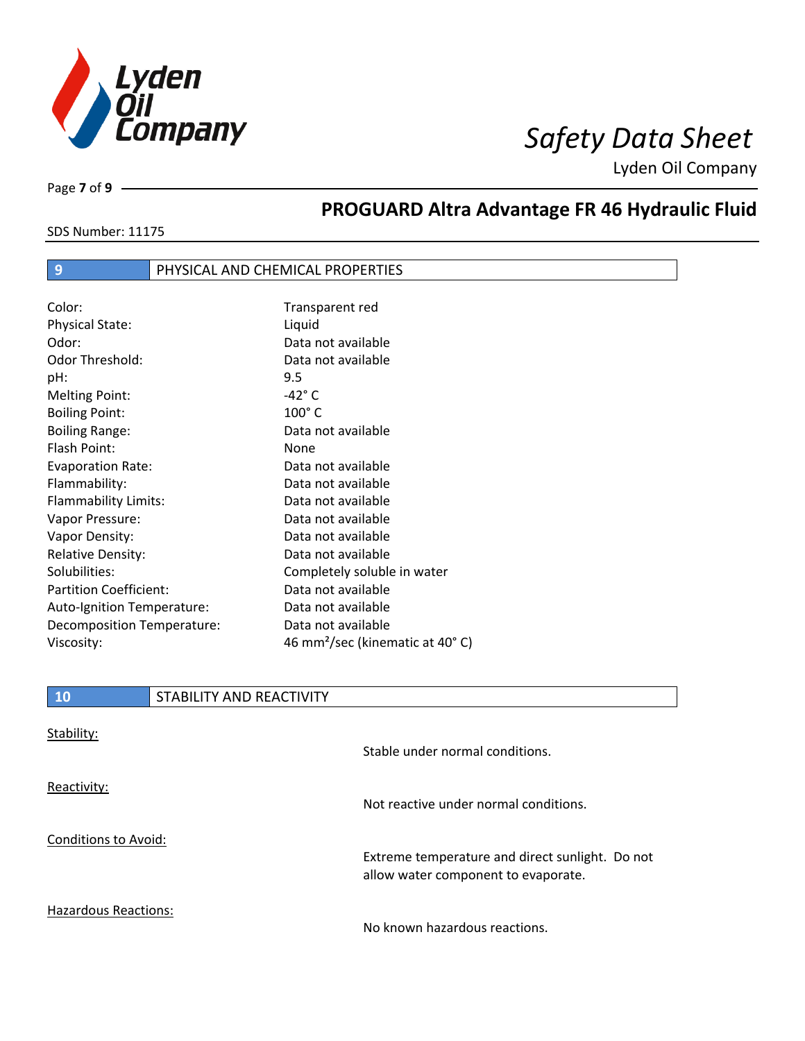**PROGUARD Altra Advantage FR 46 Hydraulic Fluid**

SDS Number: 11175

## 9 PHYSICAL AND CHEMICAL PROPERTIES

| | |
|---|---|
| Color: | Transparent red |
| Physical State: | Liquid |
| Odor: | Data not available |
| Odor Threshold: | Data not available |
| pH: | 9.5 |
| Melting Point: | -42° C |
| Boiling Point: | 100° C |
| Boiling Range: | Data not available |
| Flash Point: | None |
| Evaporation Rate: | Data not available |
| Flammability: | Data not available |
| Flammability Limits: | Data not available |
| Vapor Pressure: | Data not available |
| Vapor Density: | Data not available |
| Relative Density: | Data not available |
| Solubilities: | Completely soluble in water |
| Partition Coefficient: | Data not available |
| Auto-Ignition Temperature: | Data not available |
| Decomposition Temperature: | Data not available |
| Viscosity: | 46 $mm^2$/sec (kinematic at 40° C) |

## 10 STABILITY AND REACTIVITY

Stability:

Stable under normal conditions.

Reactivity:

Not reactive under normal conditions.

Conditions to Avoid:

Extreme temperature and direct sunlight. Do not allow water component to evaporate.

Hazardous Reactions:

No known hazardous reactions.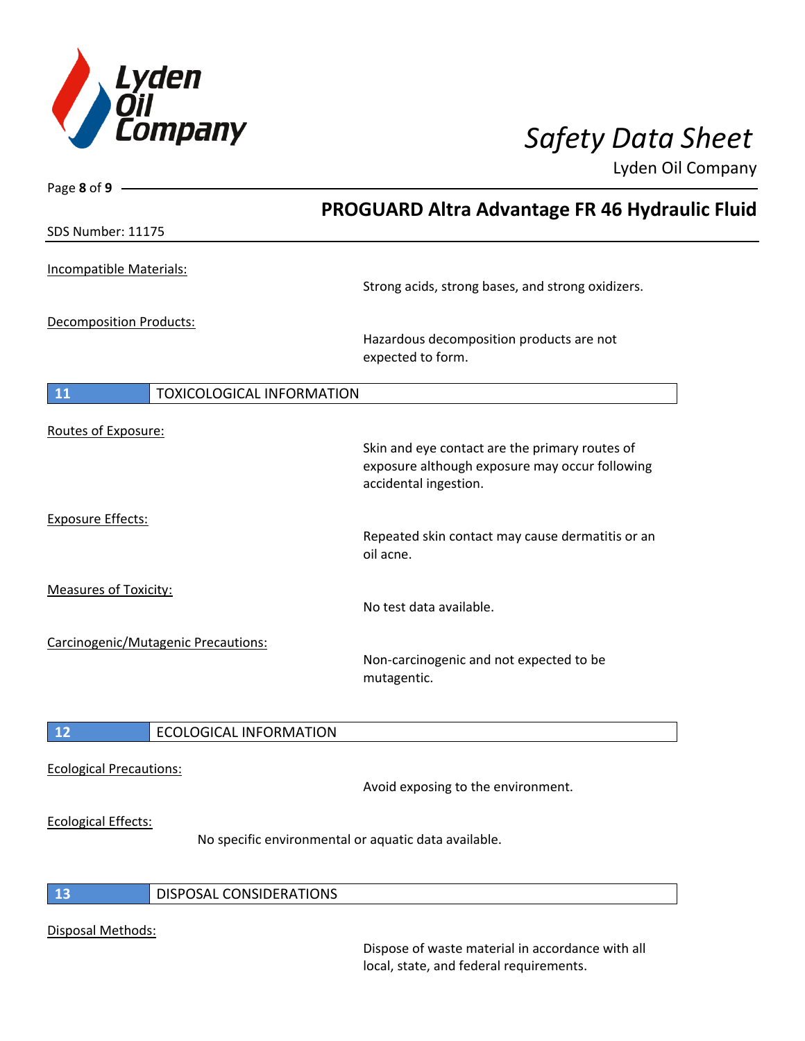Incompatible Materials:

Strong acids, strong bases, and strong oxidizers.

Decomposition Products:

Hazardous decomposition products are not expected to form.

## 11 TOXICOLOGICAL INFORMATION

Routes of Exposure:

Skin and eye contact are the primary routes of exposure although exposure may occur following accidental ingestion.

Exposure Effects:

Repeated skin contact may cause dermatitis or an oil acne.

Measures of Toxicity:

No test data available.

Carcinogenic/Mutagenic Precautions:

Non-carcinogenic and not expected to be mutagentic.

## 12 ECOLOGICAL INFORMATION

Ecological Precautions:

Avoid exposing to the environment.

Ecological Effects:

No specific environmental or aquatic data available.

## 13 DISPOSAL CONSIDERATIONS

Disposal Methods:

Dispose of waste material in accordance with all local, state, and federal requirements.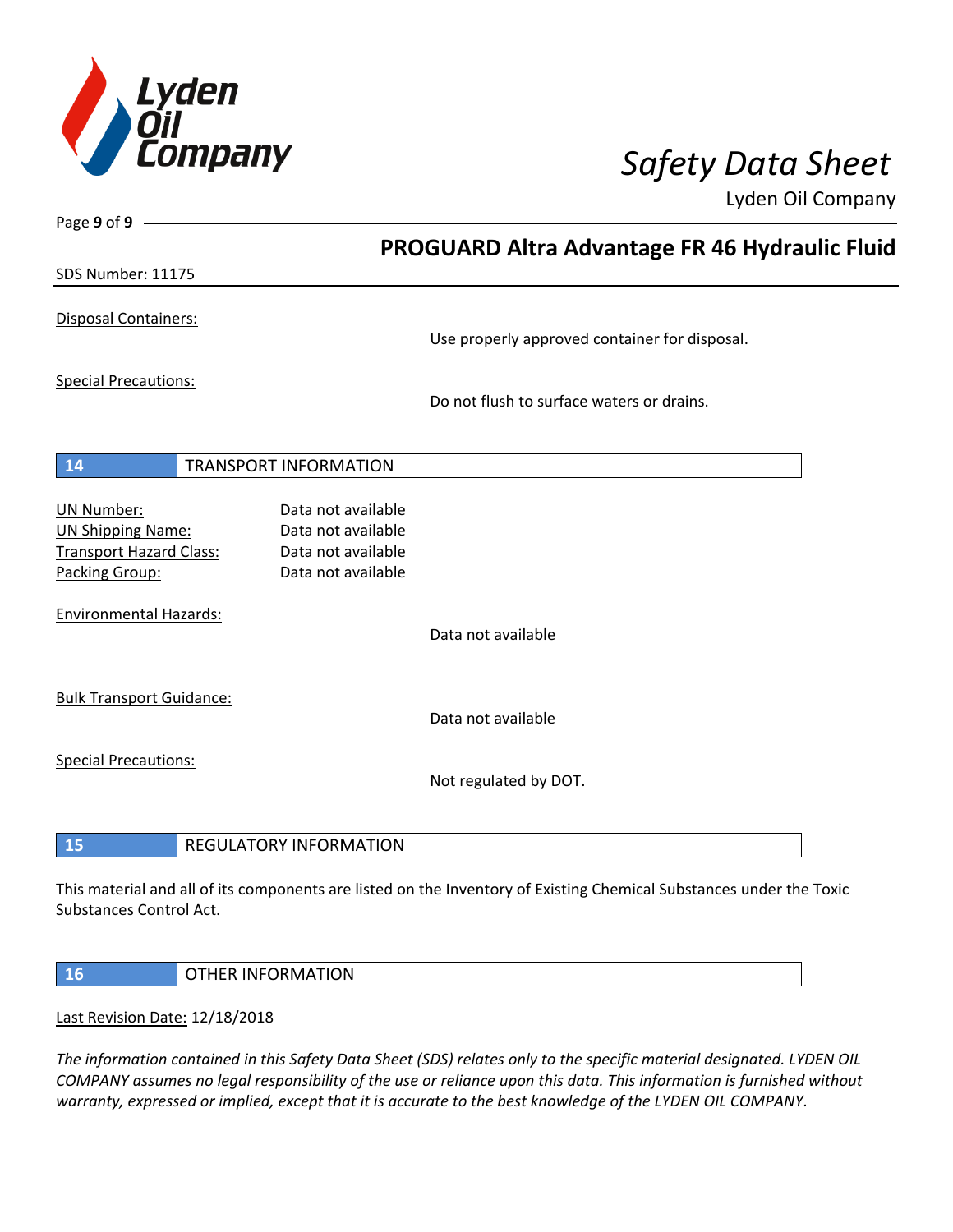Disposal Containers:

Use properly approved container for disposal.

Special Precautions:

Do not flush to surface waters or drains.

## 14 TRANSPORT INFORMATION

| | |
|---|---|
| UN Number: | Data not available |
| UN Shipping Name: | Data not available |
| Transport Hazard Class: | Data not available |
| Packing Group: | Data not available |

Environmental Hazards:

Data not available

Bulk Transport Guidance:

Data not available

Special Precautions:

Not regulated by DOT.

## 15 REGULATORY INFORMATION

This material and all of its components are listed on the Inventory of Existing Chemical Substances under the Toxic Substances Control Act.

## 16 OTHER INFORMATION

Last Revision Date: 12/18/2018

*The information contained in this Safety Data Sheet (SDS) relates only to the specific material designated. LYDEN OIL COMPANY assumes no legal responsibility of the use or reliance upon this data. This information is furnished without warranty, expressed or implied, except that it is accurate to the best knowledge of the LYDEN OIL COMPANY.*